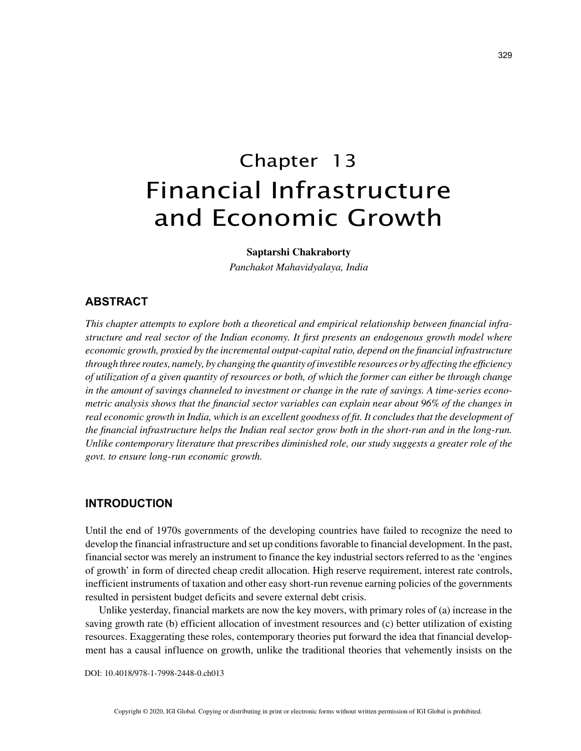# Chapter 13
# Financial Infrastructure and Economic Growth

**Saptarshi Chakraborty**
*Panchakot Mahavidyalaya, India*

## ABSTRACT

*This chapter attempts to explore both a theoretical and empirical relationship between financial infrastructure and real sector of the Indian economy. It first presents an endogenous growth model where economic growth, proxied by the incremental output-capital ratio, depend on the financial infrastructure through three routes, namely, by changing the quantity of investible resources or by affecting the efficiency of utilization of a given quantity of resources or both, of which the former can either be through change in the amount of savings channeled to investment or change in the rate of savings. A time-series econometric analysis shows that the financial sector variables can explain near about 96% of the changes in real economic growth in India, which is an excellent goodness of fit. It concludes that the development of the financial infrastructure helps the Indian real sector grow both in the short-run and in the long-run. Unlike contemporary literature that prescribes diminished role, our study suggests a greater role of the govt. to ensure long-run economic growth.*

## INTRODUCTION

Until the end of 1970s governments of the developing countries have failed to recognize the need to develop the financial infrastructure and set up conditions favorable to financial development. In the past, financial sector was merely an instrument to finance the key industrial sectors referred to as the 'engines of growth' in form of directed cheap credit allocation. High reserve requirement, interest rate controls, inefficient instruments of taxation and other easy short-run revenue earning policies of the governments resulted in persistent budget deficits and severe external debt crisis.

Unlike yesterday, financial markets are now the key movers, with primary roles of (a) increase in the saving growth rate (b) efficient allocation of investment resources and (c) better utilization of existing resources. Exaggerating these roles, contemporary theories put forward the idea that financial development has a causal influence on growth, unlike the traditional theories that vehemently insists on the

DOI: 10.4018/978-1-7998-2448-0.ch013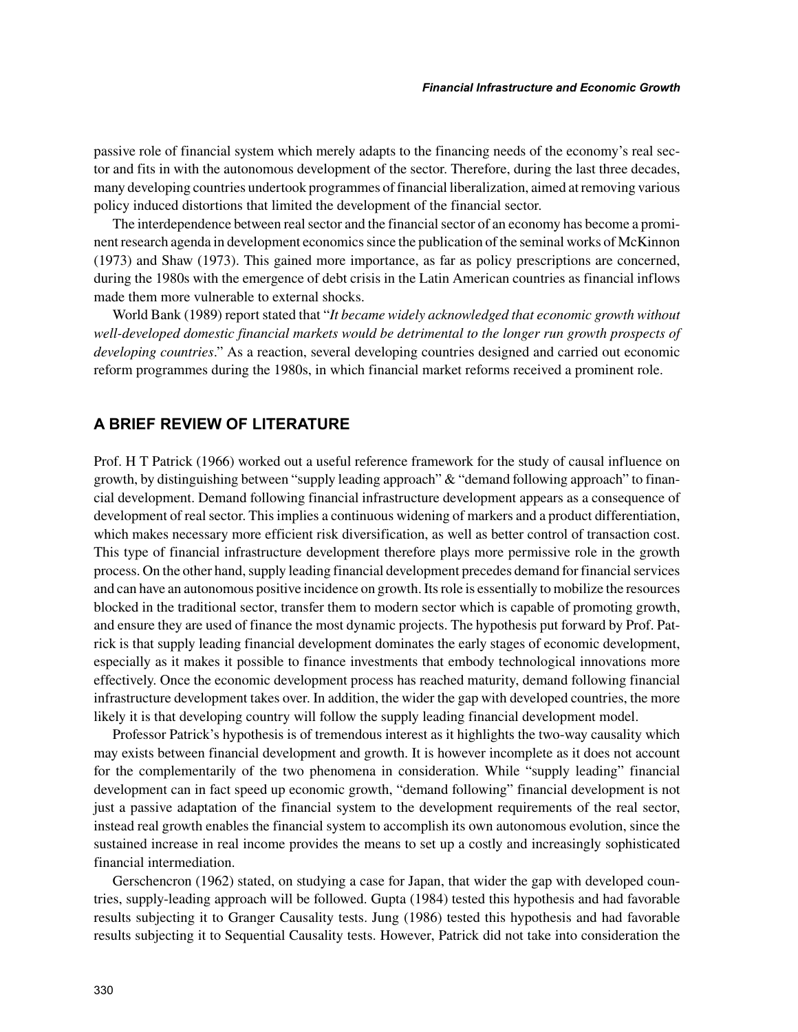passive role of financial system which merely adapts to the financing needs of the economy's real sector and fits in with the autonomous development of the sector. Therefore, during the last three decades, many developing countries undertook programmes of financial liberalization, aimed at removing various policy induced distortions that limited the development of the financial sector.

The interdependence between real sector and the financial sector of an economy has become a prominent research agenda in development economics since the publication of the seminal works of McKinnon (1973) and Shaw (1973). This gained more importance, as far as policy prescriptions are concerned, during the 1980s with the emergence of debt crisis in the Latin American countries as financial inflows made them more vulnerable to external shocks.

World Bank (1989) report stated that "*It became widely acknowledged that economic growth without well-developed domestic financial markets would be detrimental to the longer run growth prospects of developing countries*." As a reaction, several developing countries designed and carried out economic reform programmes during the 1980s, in which financial market reforms received a prominent role.

## A BRIEF REVIEW OF LITERATURE

Prof. H T Patrick (1966) worked out a useful reference framework for the study of causal influence on growth, by distinguishing between "supply leading approach" & "demand following approach" to financial development. Demand following financial infrastructure development appears as a consequence of development of real sector. This implies a continuous widening of markers and a product differentiation, which makes necessary more efficient risk diversification, as well as better control of transaction cost. This type of financial infrastructure development therefore plays more permissive role in the growth process. On the other hand, supply leading financial development precedes demand for financial services and can have an autonomous positive incidence on growth. Its role is essentially to mobilize the resources blocked in the traditional sector, transfer them to modern sector which is capable of promoting growth, and ensure they are used of finance the most dynamic projects. The hypothesis put forward by Prof. Patrick is that supply leading financial development dominates the early stages of economic development, especially as it makes it possible to finance investments that embody technological innovations more effectively. Once the economic development process has reached maturity, demand following financial infrastructure development takes over. In addition, the wider the gap with developed countries, the more likely it is that developing country will follow the supply leading financial development model.

Professor Patrick's hypothesis is of tremendous interest as it highlights the two-way causality which may exists between financial development and growth. It is however incomplete as it does not account for the complementarily of the two phenomena in consideration. While "supply leading" financial development can in fact speed up economic growth, "demand following" financial development is not just a passive adaptation of the financial system to the development requirements of the real sector, instead real growth enables the financial system to accomplish its own autonomous evolution, since the sustained increase in real income provides the means to set up a costly and increasingly sophisticated financial intermediation.

Gerschencron (1962) stated, on studying a case for Japan, that wider the gap with developed countries, supply-leading approach will be followed. Gupta (1984) tested this hypothesis and had favorable results subjecting it to Granger Causality tests. Jung (1986) tested this hypothesis and had favorable results subjecting it to Sequential Causality tests. However, Patrick did not take into consideration the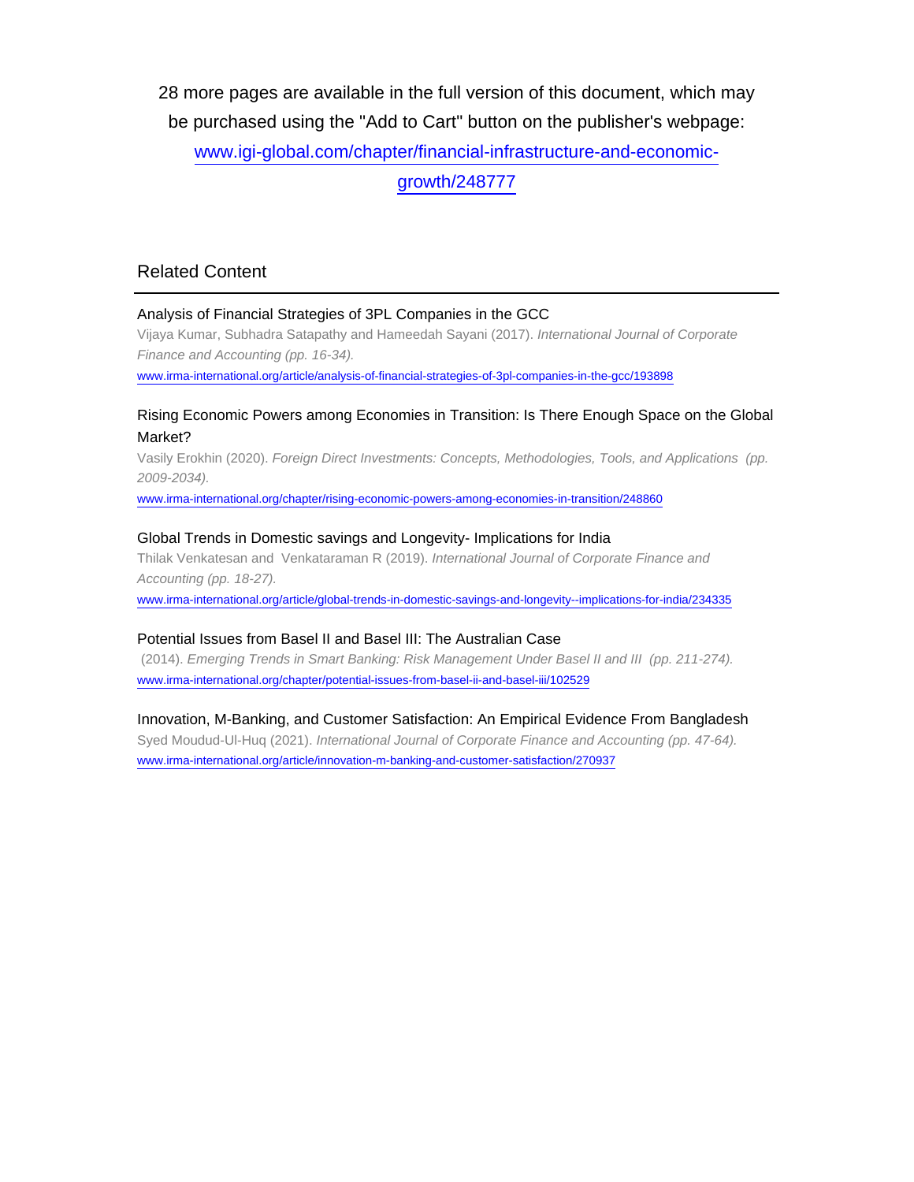28 more pages are available in the full version of this document, which may be purchased using the "Add to Cart" button on the publisher's webpage: www.igi-global.com/chapter/financial-infrastructure-and-economic-growth/248777

## Related Content

Analysis of Financial Strategies of 3PL Companies in the GCC
Vijaya Kumar, Subhadra Satapathy and Hameedah Sayani (2017). *International Journal of Corporate Finance and Accounting (pp. 16-34).*
www.irma-international.org/article/analysis-of-financial-strategies-of-3pl-companies-in-the-gcc/193898

Rising Economic Powers among Economies in Transition: Is There Enough Space on the Global Market?
Vasily Erokhin (2020). *Foreign Direct Investments: Concepts, Methodologies, Tools, and Applications (pp. 2009-2034).*
www.irma-international.org/chapter/rising-economic-powers-among-economies-in-transition/248860

Global Trends in Domestic savings and Longevity- Implications for India
Thilak Venkatesan and Venkataraman R (2019). *International Journal of Corporate Finance and Accounting (pp. 18-27).*
www.irma-international.org/article/global-trends-in-domestic-savings-and-longevity--implications-for-india/234335

Potential Issues from Basel II and Basel III: The Australian Case
(2014). *Emerging Trends in Smart Banking: Risk Management Under Basel II and III (pp. 211-274).*
www.irma-international.org/chapter/potential-issues-from-basel-ii-and-basel-iii/102529

Innovation, M-Banking, and Customer Satisfaction: An Empirical Evidence From Bangladesh
Syed Moudud-Ul-Huq (2021). *International Journal of Corporate Finance and Accounting (pp. 47-64).*
www.irma-international.org/article/innovation-m-banking-and-customer-satisfaction/270937